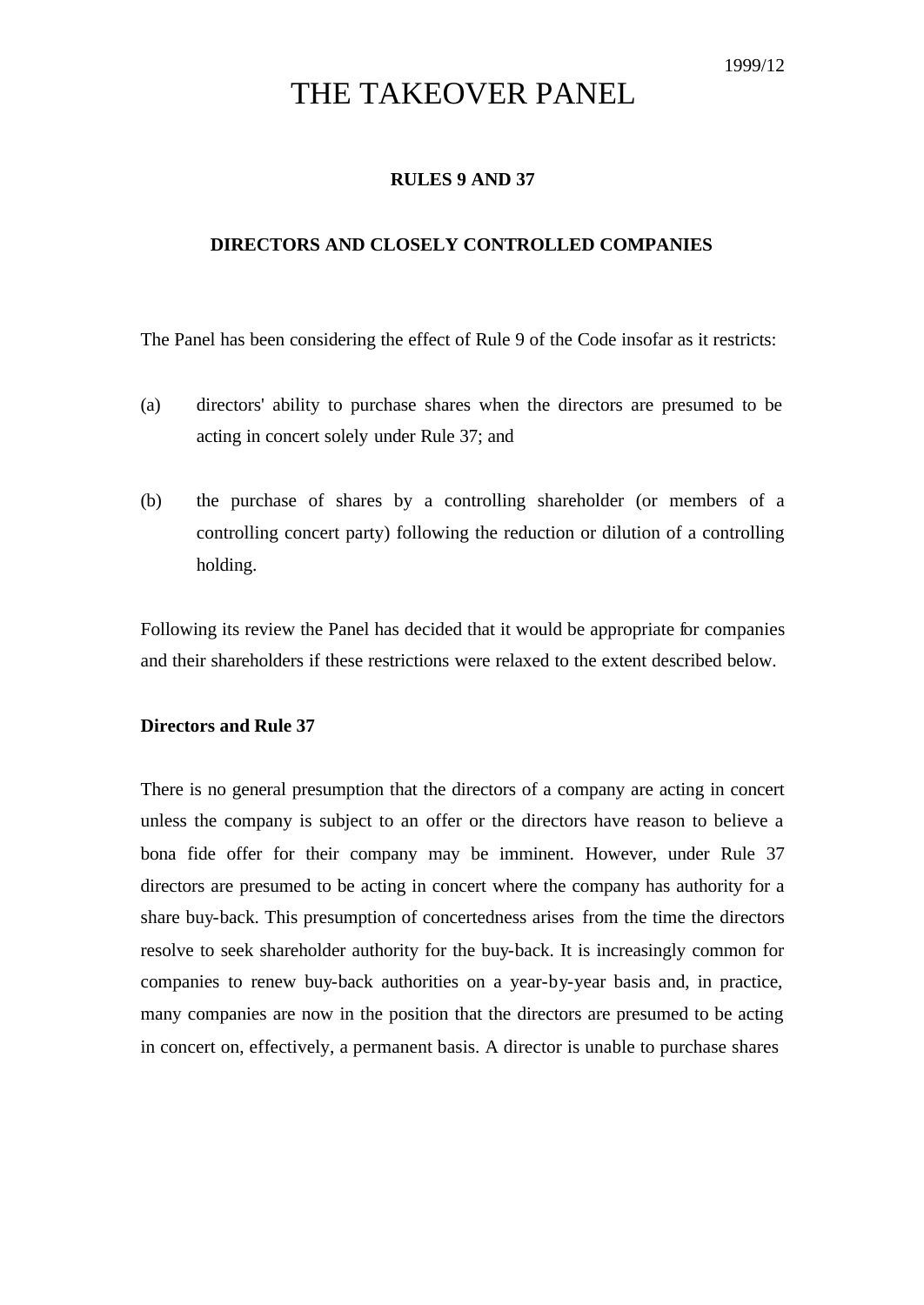1999/12

# THE TAKEOVER PANEL

## RULES 9 AND 37

## DIRECTORS AND CLOSELY CONTROLLED COMPANIES

The Panel has been considering the effect of Rule 9 of the Code insofar as it restricts:

(a) directors' ability to purchase shares when the directors are presumed to be acting in concert solely under Rule 37; and

(b) the purchase of shares by a controlling shareholder (or members of a controlling concert party) following the reduction or dilution of a controlling holding.

Following its review the Panel has decided that it would be appropriate for companies and their shareholders if these restrictions were relaxed to the extent described below.

**Directors and Rule 37**

There is no general presumption that the directors of a company are acting in concert unless the company is subject to an offer or the directors have reason to believe a bona fide offer for their company may be imminent. However, under Rule 37 directors are presumed to be acting in concert where the company has authority for a share buy-back. This presumption of concertedness arises from the time the directors resolve to seek shareholder authority for the buy-back. It is increasingly common for companies to renew buy-back authorities on a year-by-year basis and, in practice, many companies are now in the position that the directors are presumed to be acting in concert on, effectively, a permanent basis. A director is unable to purchase shares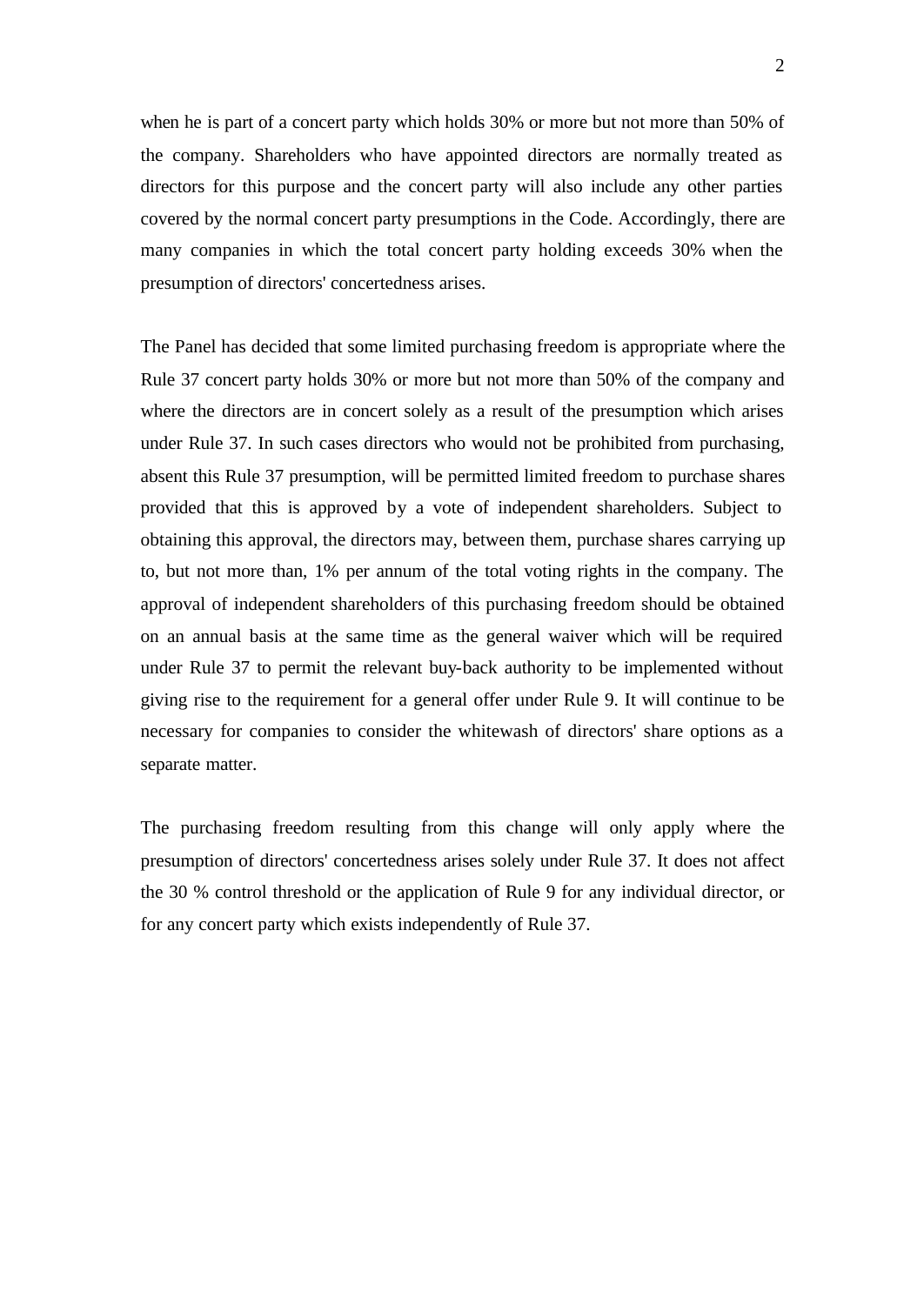when he is part of a concert party which holds 30% or more but not more than 50% of the company. Shareholders who have appointed directors are normally treated as directors for this purpose and the concert party will also include any other parties covered by the normal concert party presumptions in the Code. Accordingly, there are many companies in which the total concert party holding exceeds 30% when the presumption of directors' concertedness arises.

The Panel has decided that some limited purchasing freedom is appropriate where the Rule 37 concert party holds 30% or more but not more than 50% of the company and where the directors are in concert solely as a result of the presumption which arises under Rule 37. In such cases directors who would not be prohibited from purchasing, absent this Rule 37 presumption, will be permitted limited freedom to purchase shares provided that this is approved by a vote of independent shareholders. Subject to obtaining this approval, the directors may, between them, purchase shares carrying up to, but not more than, 1% per annum of the total voting rights in the company. The approval of independent shareholders of this purchasing freedom should be obtained on an annual basis at the same time as the general waiver which will be required under Rule 37 to permit the relevant buy-back authority to be implemented without giving rise to the requirement for a general offer under Rule 9. It will continue to be necessary for companies to consider the whitewash of directors' share options as a separate matter.

The purchasing freedom resulting from this change will only apply where the presumption of directors' concertedness arises solely under Rule 37. It does not affect the 30 % control threshold or the application of Rule 9 for any individual director, or for any concert party which exists independently of Rule 37.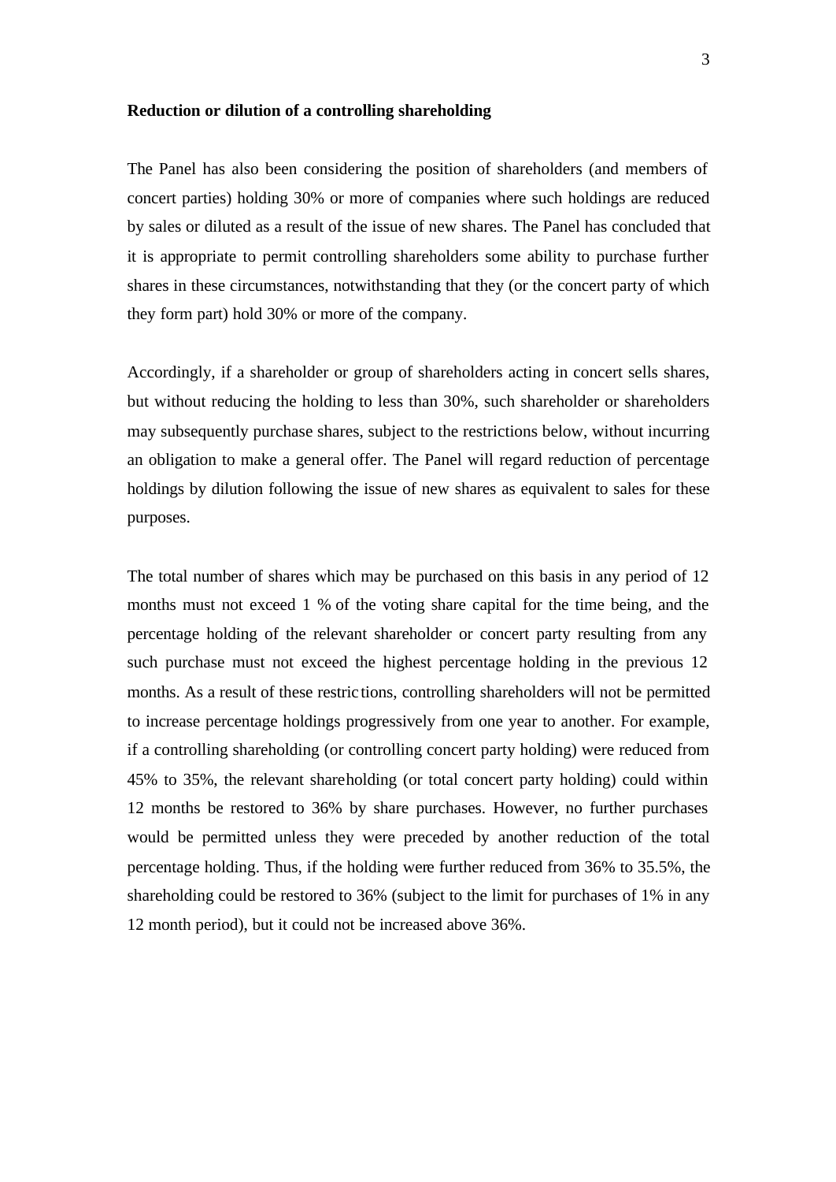**Reduction or dilution of a controlling shareholding**

The Panel has also been considering the position of shareholders (and members of concert parties) holding 30% or more of companies where such holdings are reduced by sales or diluted as a result of the issue of new shares. The Panel has concluded that it is appropriate to permit controlling shareholders some ability to purchase further shares in these circumstances, notwithstanding that they (or the concert party of which they form part) hold 30% or more of the company.

Accordingly, if a shareholder or group of shareholders acting in concert sells shares, but without reducing the holding to less than 30%, such shareholder or shareholders may subsequently purchase shares, subject to the restrictions below, without incurring an obligation to make a general offer. The Panel will regard reduction of percentage holdings by dilution following the issue of new shares as equivalent to sales for these purposes.

The total number of shares which may be purchased on this basis in any period of 12 months must not exceed 1 % of the voting share capital for the time being, and the percentage holding of the relevant shareholder or concert party resulting from any such purchase must not exceed the highest percentage holding in the previous 12 months. As a result of these restrictions, controlling shareholders will not be permitted to increase percentage holdings progressively from one year to another. For example, if a controlling shareholding (or controlling concert party holding) were reduced from 45% to 35%, the relevant shareholding (or total concert party holding) could within 12 months be restored to 36% by share purchases. However, no further purchases would be permitted unless they were preceded by another reduction of the total percentage holding. Thus, if the holding were further reduced from 36% to 35.5%, the shareholding could be restored to 36% (subject to the limit for purchases of 1% in any 12 month period), but it could not be increased above 36%.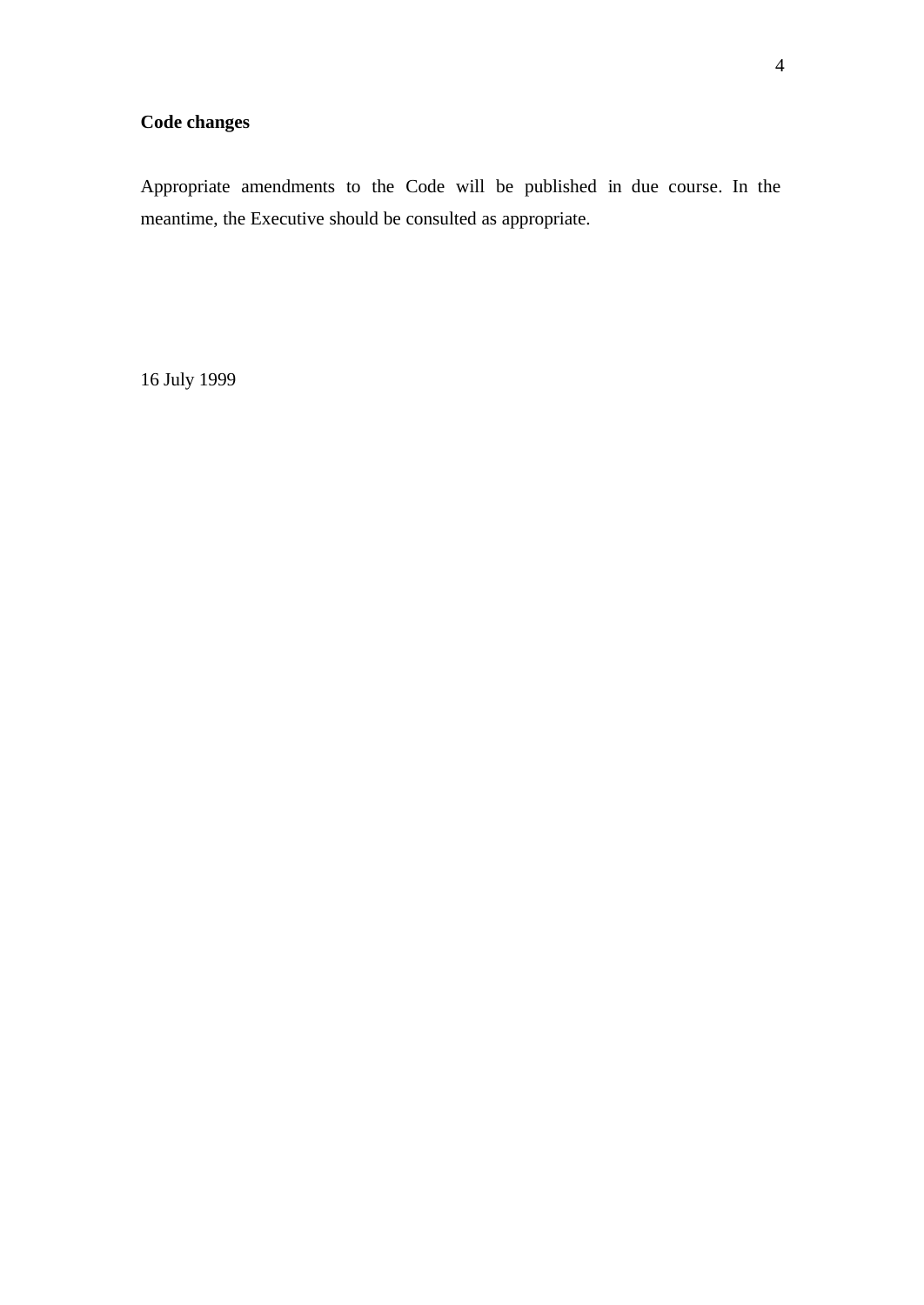**Code changes**

Appropriate amendments to the Code will be published in due course. In the meantime, the Executive should be consulted as appropriate.

16 July 1999